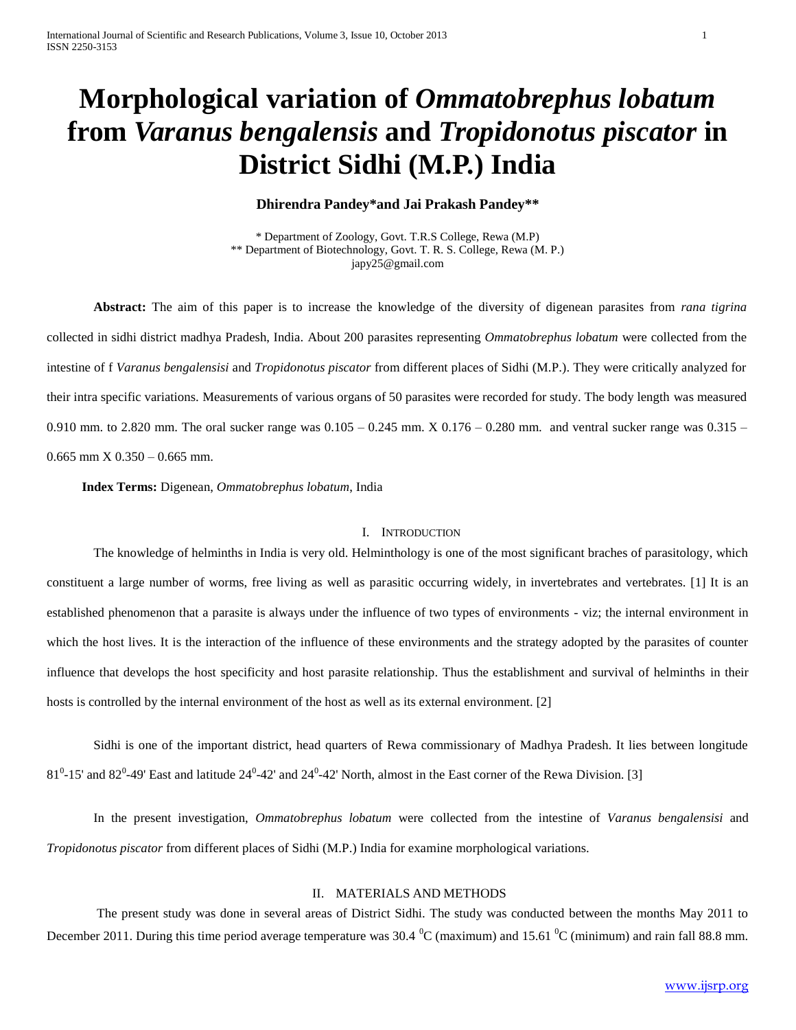# Morphological variation of *Ommatobrephus lobatum* from *Varanus bengalensis* and *Tropidonotus piscator* in District Sidhi (M.P.) India

**Dhirendra Pandey\*and Jai Prakash Pandey\*\***

\* Department of Zoology, Govt. T.R.S College, Rewa (M.P)
\*\* Department of Biotechnology, Govt. T. R. S. College, Rewa (M. P.)
japy25@gmail.com

**Abstract:** The aim of this paper is to increase the knowledge of the diversity of digenean parasites from *rana tigrina* collected in sidhi district madhya Pradesh, India. About 200 parasites representing *Ommatobrephus lobatum* were collected from the intestine of f *Varanus bengalensisi* and *Tropidonotus piscator* from different places of Sidhi (M.P.). They were critically analyzed for their intra specific variations. Measurements of various organs of 50 parasites were recorded for study. The body length was measured 0.910 mm. to 2.820 mm. The oral sucker range was 0.105 – 0.245 mm. X 0.176 – 0.280 mm. and ventral sucker range was 0.315 – 0.665 mm X 0.350 – 0.665 mm.

**Index Terms:** Digenean, *Ommatobrephus lobatum*, India

## I. Introduction

The knowledge of helminths in India is very old. Helminthology is one of the most significant braches of parasitology, which constituent a large number of worms, free living as well as parasitic occurring widely, in invertebrates and vertebrates. [1] It is an established phenomenon that a parasite is always under the influence of two types of environments - viz; the internal environment in which the host lives. It is the interaction of the influence of these environments and the strategy adopted by the parasites of counter influence that develops the host specificity and host parasite relationship. Thus the establishment and survival of helminths in their hosts is controlled by the internal environment of the host as well as its external environment. [2]

Sidhi is one of the important district, head quarters of Rewa commissionary of Madhya Pradesh. It lies between longitude $81^0$-15' and $82^0$-49' East and latitude $24^0$-42' and $24^0$-42' North, almost in the East corner of the Rewa Division. [3]

In the present investigation, *Ommatobrephus lobatum* were collected from the intestine of *Varanus bengalensisi* and *Tropidonotus piscator* from different places of Sidhi (M.P.) India for examine morphological variations.

## II. Materials and Methods

The present study was done in several areas of District Sidhi. The study was conducted between the months May 2011 to December 2011. During this time period average temperature was 30.4 $^0$C (maximum) and 15.61 $^0$C (minimum) and rain fall 88.8 mm.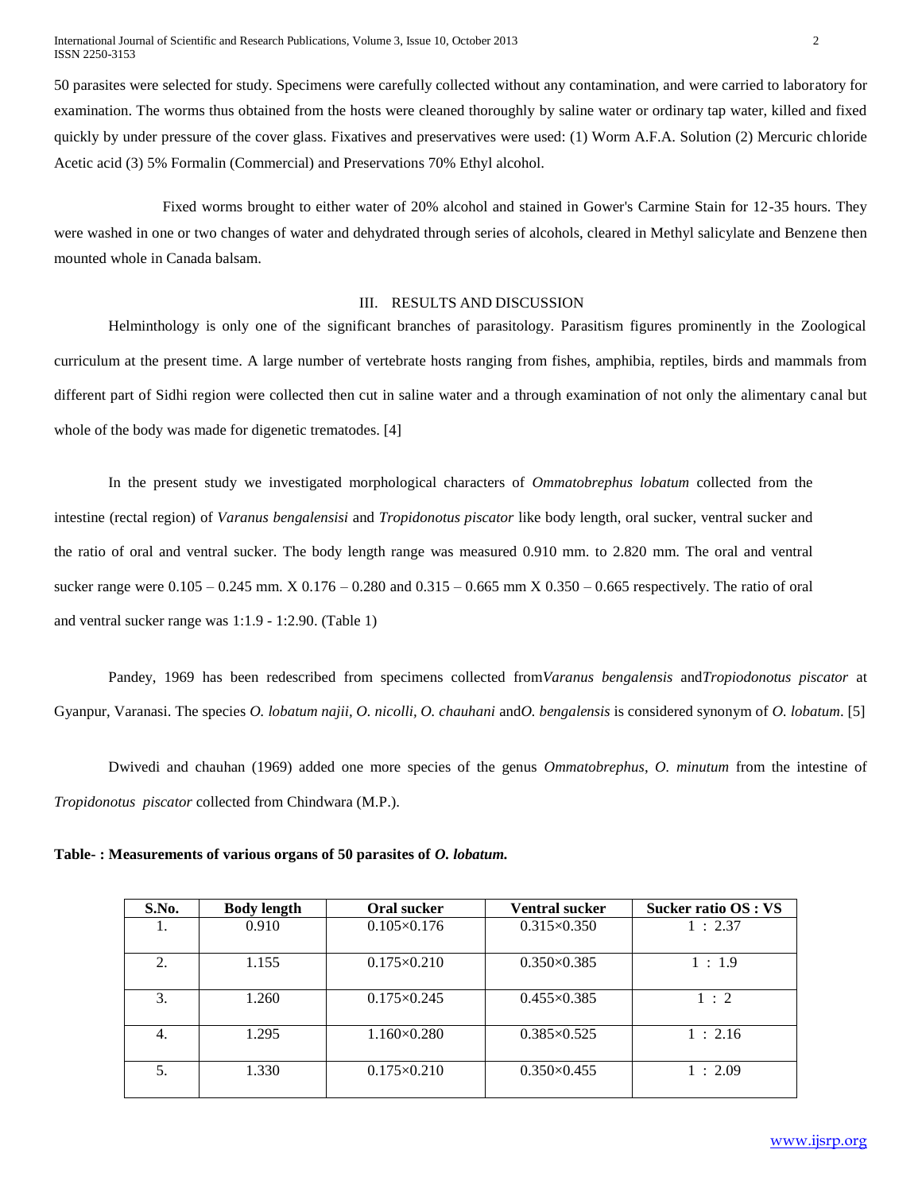50 parasites were selected for study. Specimens were carefully collected without any contamination, and were carried to laboratory for examination. The worms thus obtained from the hosts were cleaned thoroughly by saline water or ordinary tap water, killed and fixed quickly by under pressure of the cover glass. Fixatives and preservatives were used: (1) Worm A.F.A. Solution (2) Mercuric chloride Acetic acid (3) 5% Formalin (Commercial) and Preservations 70% Ethyl alcohol.

Fixed worms brought to either water of 20% alcohol and stained in Gower's Carmine Stain for 12-35 hours. They were washed in one or two changes of water and dehydrated through series of alcohols, cleared in Methyl salicylate and Benzene then mounted whole in Canada balsam.

## III. RESULTS AND DISCUSSION

Helminthology is only one of the significant branches of parasitology. Parasitism figures prominently in the Zoological curriculum at the present time. A large number of vertebrate hosts ranging from fishes, amphibia, reptiles, birds and mammals from different part of Sidhi region were collected then cut in saline water and a through examination of not only the alimentary canal but whole of the body was made for digenetic trematodes. [4]

In the present study we investigated morphological characters of *Ommatobrephus lobatum* collected from the intestine (rectal region) of *Varanus bengalensisi* and *Tropidonotus piscator* like body length, oral sucker, ventral sucker and the ratio of oral and ventral sucker. The body length range was measured 0.910 mm. to 2.820 mm. The oral and ventral sucker range were 0.105 – 0.245 mm. X 0.176 – 0.280 and 0.315 – 0.665 mm X 0.350 – 0.665 respectively. The ratio of oral and ventral sucker range was 1:1.9 - 1:2.90. (Table 1)

Pandey, 1969 has been redescribed from specimens collected from*Varanus bengalensis* and*Tropiodonotus piscator* at Gyanpur, Varanasi. The species *O. lobatum najii, O. nicolli, O. chauhani* and*O. bengalensis* is considered synonym of *O. lobatum*. [5]

Dwivedi and chauhan (1969) added one more species of the genus *Ommatobrephus*, *O. minutum* from the intestine of *Tropidonotus piscator* collected from Chindwara (M.P.).

**Table- : Measurements of various organs of 50 parasites of *O. lobatum.***

| S.No. | Body length | Oral sucker | Ventral sucker | Sucker ratio OS : VS |
|---|---|---|---|---|
| 1. | 0.910 | 0.105×0.176 | 0.315×0.350 | 1 : 2.37 |
| 2. | 1.155 | 0.175×0.210 | 0.350×0.385 | 1 : 1.9 |
| 3. | 1.260 | 0.175×0.245 | 0.455×0.385 | 1 : 2 |
| 4. | 1.295 | 1.160×0.280 | 0.385×0.525 | 1 : 2.16 |
| 5. | 1.330 | 0.175×0.210 | 0.350×0.455 | 1 : 2.09 |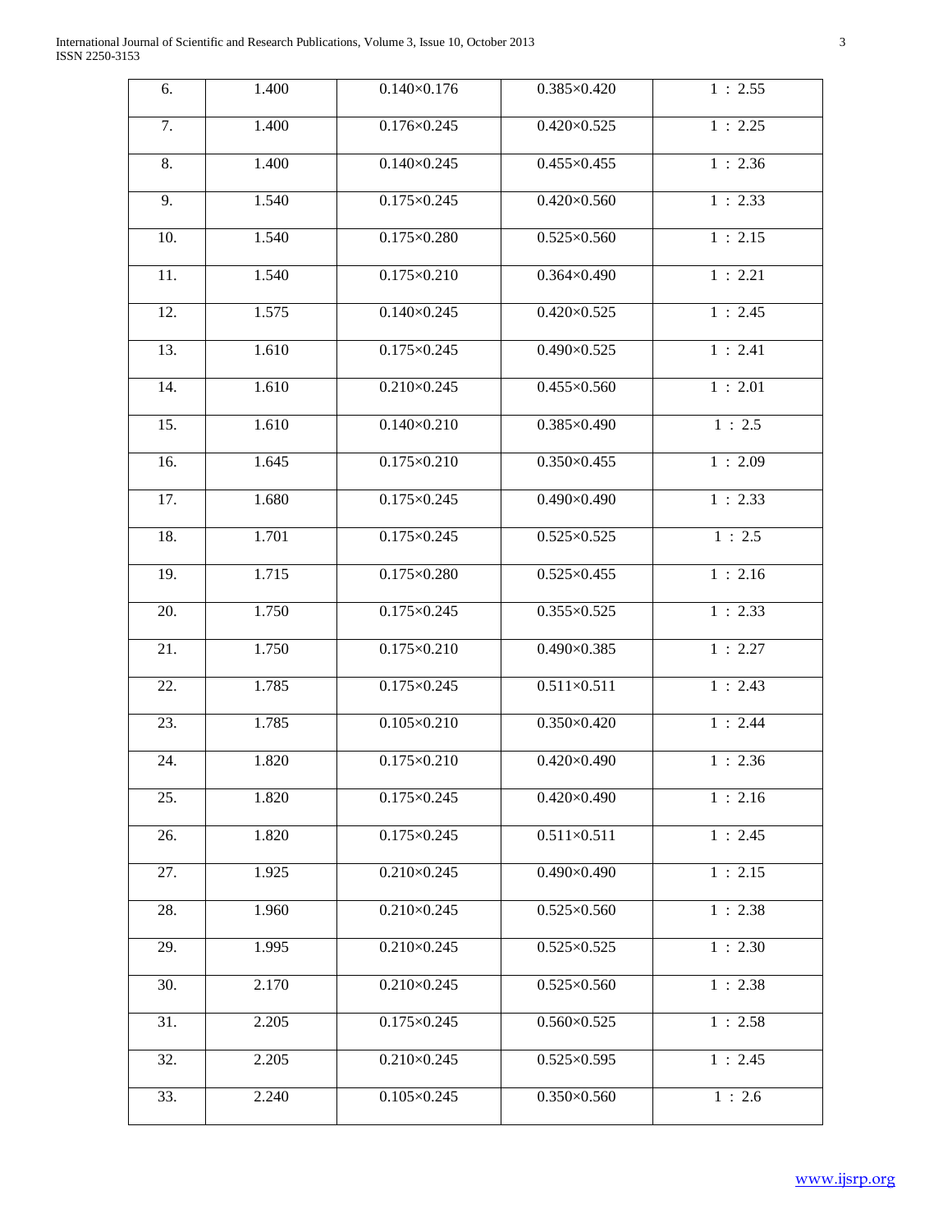| | | | | |
|---|---|---|---|---|
| 6. | 1.400 | 0.140×0.176 | 0.385×0.420 | 1 : 2.55 |
| 7. | 1.400 | 0.176×0.245 | 0.420×0.525 | 1 : 2.25 |
| 8. | 1.400 | 0.140×0.245 | 0.455×0.455 | 1 : 2.36 |
| 9. | 1.540 | 0.175×0.245 | 0.420×0.560 | 1 : 2.33 |
| 10. | 1.540 | 0.175×0.280 | 0.525×0.560 | 1 : 2.15 |
| 11. | 1.540 | 0.175×0.210 | 0.364×0.490 | 1 : 2.21 |
| 12. | 1.575 | 0.140×0.245 | 0.420×0.525 | 1 : 2.45 |
| 13. | 1.610 | 0.175×0.245 | 0.490×0.525 | 1 : 2.41 |
| 14. | 1.610 | 0.210×0.245 | 0.455×0.560 | 1 : 2.01 |
| 15. | 1.610 | 0.140×0.210 | 0.385×0.490 | 1 : 2.5 |
| 16. | 1.645 | 0.175×0.210 | 0.350×0.455 | 1 : 2.09 |
| 17. | 1.680 | 0.175×0.245 | 0.490×0.490 | 1 : 2.33 |
| 18. | 1.701 | 0.175×0.245 | 0.525×0.525 | 1 : 2.5 |
| 19. | 1.715 | 0.175×0.280 | 0.525×0.455 | 1 : 2.16 |
| 20. | 1.750 | 0.175×0.245 | 0.355×0.525 | 1 : 2.33 |
| 21. | 1.750 | 0.175×0.210 | 0.490×0.385 | 1 : 2.27 |
| 22. | 1.785 | 0.175×0.245 | 0.511×0.511 | 1 : 2.43 |
| 23. | 1.785 | 0.105×0.210 | 0.350×0.420 | 1 : 2.44 |
| 24. | 1.820 | 0.175×0.210 | 0.420×0.490 | 1 : 2.36 |
| 25. | 1.820 | 0.175×0.245 | 0.420×0.490 | 1 : 2.16 |
| 26. | 1.820 | 0.175×0.245 | 0.511×0.511 | 1 : 2.45 |
| 27. | 1.925 | 0.210×0.245 | 0.490×0.490 | 1 : 2.15 |
| 28. | 1.960 | 0.210×0.245 | 0.525×0.560 | 1 : 2.38 |
| 29. | 1.995 | 0.210×0.245 | 0.525×0.525 | 1 : 2.30 |
| 30. | 2.170 | 0.210×0.245 | 0.525×0.560 | 1 : 2.38 |
| 31. | 2.205 | 0.175×0.245 | 0.560×0.525 | 1 : 2.58 |
| 32. | 2.205 | 0.210×0.245 | 0.525×0.595 | 1 : 2.45 |
| 33. | 2.240 | 0.105×0.245 | 0.350×0.560 | 1 : 2.6 |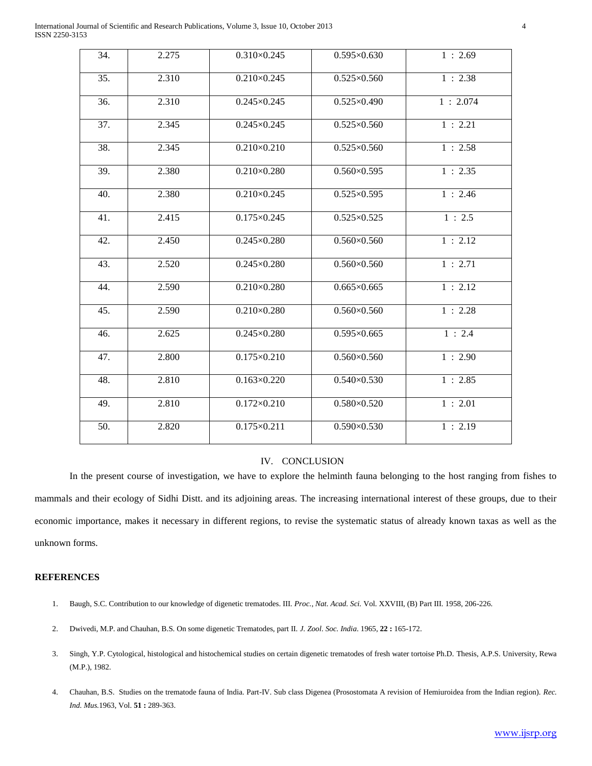| 34. | 2.275 | 0.310×0.245 | 0.595×0.630 | 1 : 2.69 |
|---|---|---|---|---|
| 35. | 2.310 | 0.210×0.245 | 0.525×0.560 | 1 : 2.38 |
| 36. | 2.310 | 0.245×0.245 | 0.525×0.490 | 1 : 2.074 |
| 37. | 2.345 | 0.245×0.245 | 0.525×0.560 | 1 : 2.21 |
| 38. | 2.345 | 0.210×0.210 | 0.525×0.560 | 1 : 2.58 |
| 39. | 2.380 | 0.210×0.280 | 0.560×0.595 | 1 : 2.35 |
| 40. | 2.380 | 0.210×0.245 | 0.525×0.595 | 1 : 2.46 |
| 41. | 2.415 | 0.175×0.245 | 0.525×0.525 | 1 : 2.5 |
| 42. | 2.450 | 0.245×0.280 | 0.560×0.560 | 1 : 2.12 |
| 43. | 2.520 | 0.245×0.280 | 0.560×0.560 | 1 : 2.71 |
| 44. | 2.590 | 0.210×0.280 | 0.665×0.665 | 1 : 2.12 |
| 45. | 2.590 | 0.210×0.280 | 0.560×0.560 | 1 : 2.28 |
| 46. | 2.625 | 0.245×0.280 | 0.595×0.665 | 1 : 2.4 |
| 47. | 2.800 | 0.175×0.210 | 0.560×0.560 | 1 : 2.90 |
| 48. | 2.810 | 0.163×0.220 | 0.540×0.530 | 1 : 2.85 |
| 49. | 2.810 | 0.172×0.210 | 0.580×0.520 | 1 : 2.01 |
| 50. | 2.820 | 0.175×0.211 | 0.590×0.530 | 1 : 2.19 |

## IV. CONCLUSION

In the present course of investigation, we have to explore the helminth fauna belonging to the host ranging from fishes to mammals and their ecology of Sidhi Distt. and its adjoining areas. The increasing international interest of these groups, due to their economic importance, makes it necessary in different regions, to revise the systematic status of already known taxas as well as the unknown forms.

## REFERENCES

1. Baugh, S.C. Contribution to our knowledge of digenetic trematodes. III. *Proc., Nat. Acad. Sci.* Vol. XXVIII, (B) Part III. 1958, 206-226.
2. Dwivedi, M.P. and Chauhan, B.S. On some digenetic Trematodes, part II. *J. Zool. Soc. India*. 1965, **22 :** 165-172.
3. Singh, Y.P. Cytological, histological and histochemical studies on certain digenetic trematodes of fresh water tortoise Ph.D. Thesis, A.P.S. University, Rewa (M.P.), 1982.
4. Chauhan, B.S. Studies on the trematode fauna of India. Part-IV. Sub class Digenea (Prosostomata A revision of Hemiuroidea from the Indian region). *Rec. Ind. Mus.*1963, Vol. **51 :** 289-363.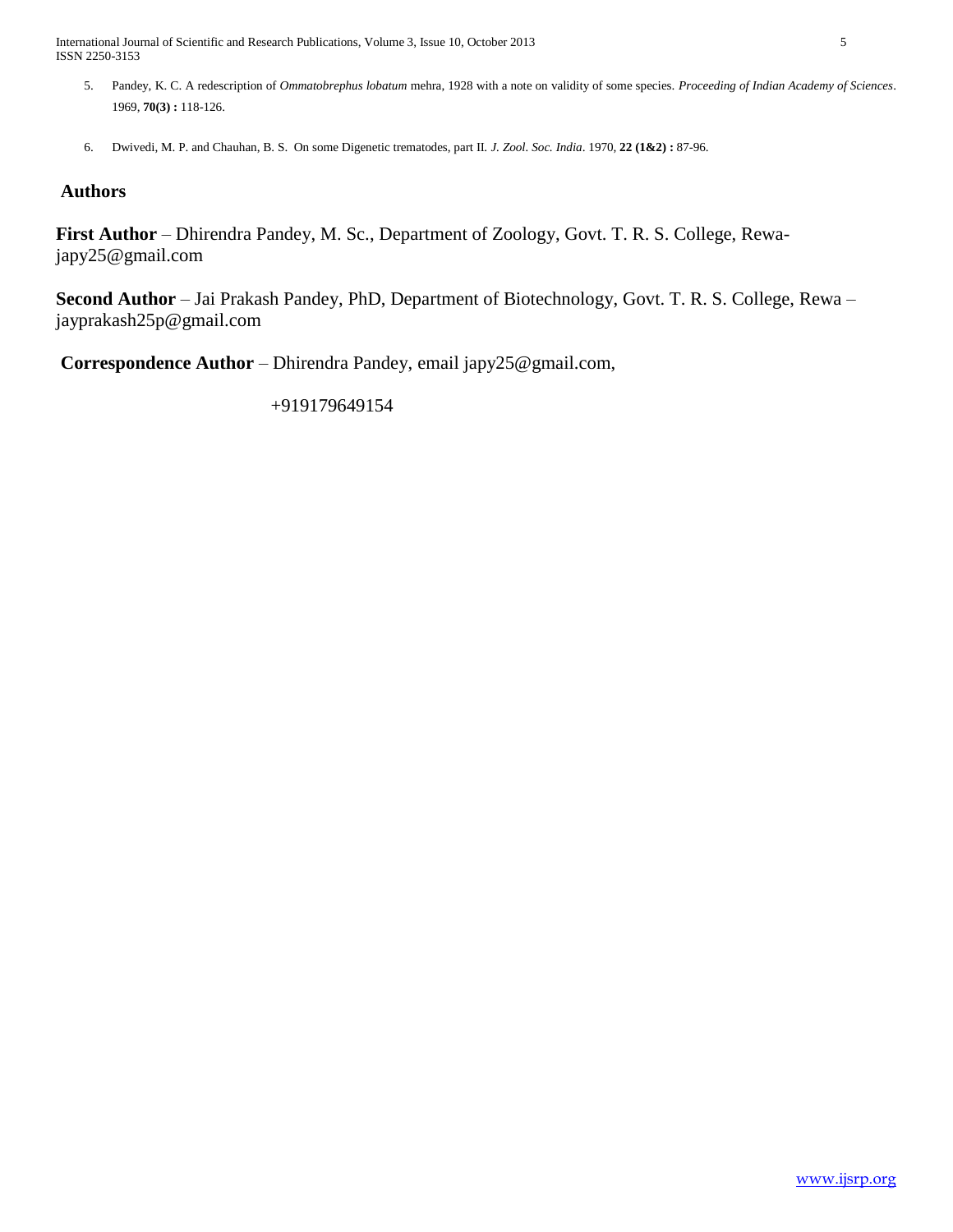5. Pandey, K. C. A redescription of *Ommatobrephus lobatum* mehra, 1928 with a note on validity of some species. *Proceeding of Indian Academy of Sciences*. 1969, **70(3) :** 118-126.

6. Dwivedi, M. P. and Chauhan, B. S. On some Digenetic trematodes, part II. *J. Zool. Soc. India*. 1970, **22 (1&2) :** 87-96.

## Authors

**First Author** – Dhirendra Pandey, M. Sc., Department of Zoology, Govt. T. R. S. College, Rewa-japy25@gmail.com

**Second Author** – Jai Prakash Pandey, PhD, Department of Biotechnology, Govt. T. R. S. College, Rewa – jayprakash25p@gmail.com

**Correspondence Author** – Dhirendra Pandey, email japy25@gmail.com,

+919179649154